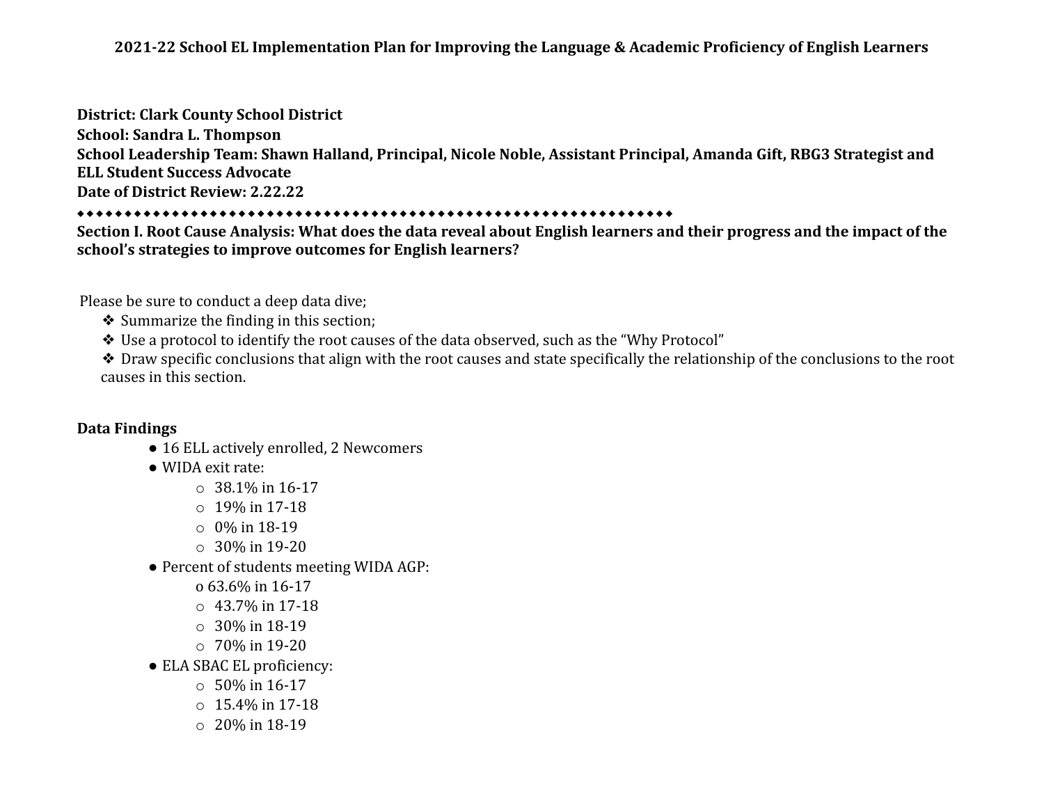# 2021-22 School EL Implementation Plan for Improving the Language & Academic Proficiency of English Learners

**District: Clark County School District**
**School: Sandra L. Thompson**
**School Leadership Team: Shawn Halland, Principal, Nicole Noble, Assistant Principal, Amanda Gift, RBG3 Strategist and ELL Student Success Advocate**
**Date of District Review: 2.22.22**

◆◆◆◆◆◆◆◆◆◆◆◆◆◆◆◆◆◆◆◆◆◆◆◆◆◆◆◆◆◆◆◆◆◆◆◆◆◆◆◆◆◆◆◆◆◆◆◆◆◆◆◆◆◆◆◆◆◆◆◆◆◆◆◆

**Section I. Root Cause Analysis: What does the data reveal about English learners and their progress and the impact of the school's strategies to improve outcomes for English learners?**

Please be sure to conduct a deep data dive;

- ❖ Summarize the finding in this section;
- ❖ Use a protocol to identify the root causes of the data observed, such as the "Why Protocol"
- ❖ Draw specific conclusions that align with the root causes and state specifically the relationship of the conclusions to the root causes in this section.

**Data Findings**

- 16 ELL actively enrolled, 2 Newcomers
- WIDA exit rate:
  - 38.1% in 16-17
  - 19% in 17-18
  - 0% in 18-19
  - 30% in 19-20
- Percent of students meeting WIDA AGP:
  - 63.6% in 16-17
  - 43.7% in 17-18
  - 30% in 18-19
  - 70% in 19-20
- ELA SBAC EL proficiency:
  - 50% in 16-17
  - 15.4% in 17-18
  - 20% in 18-19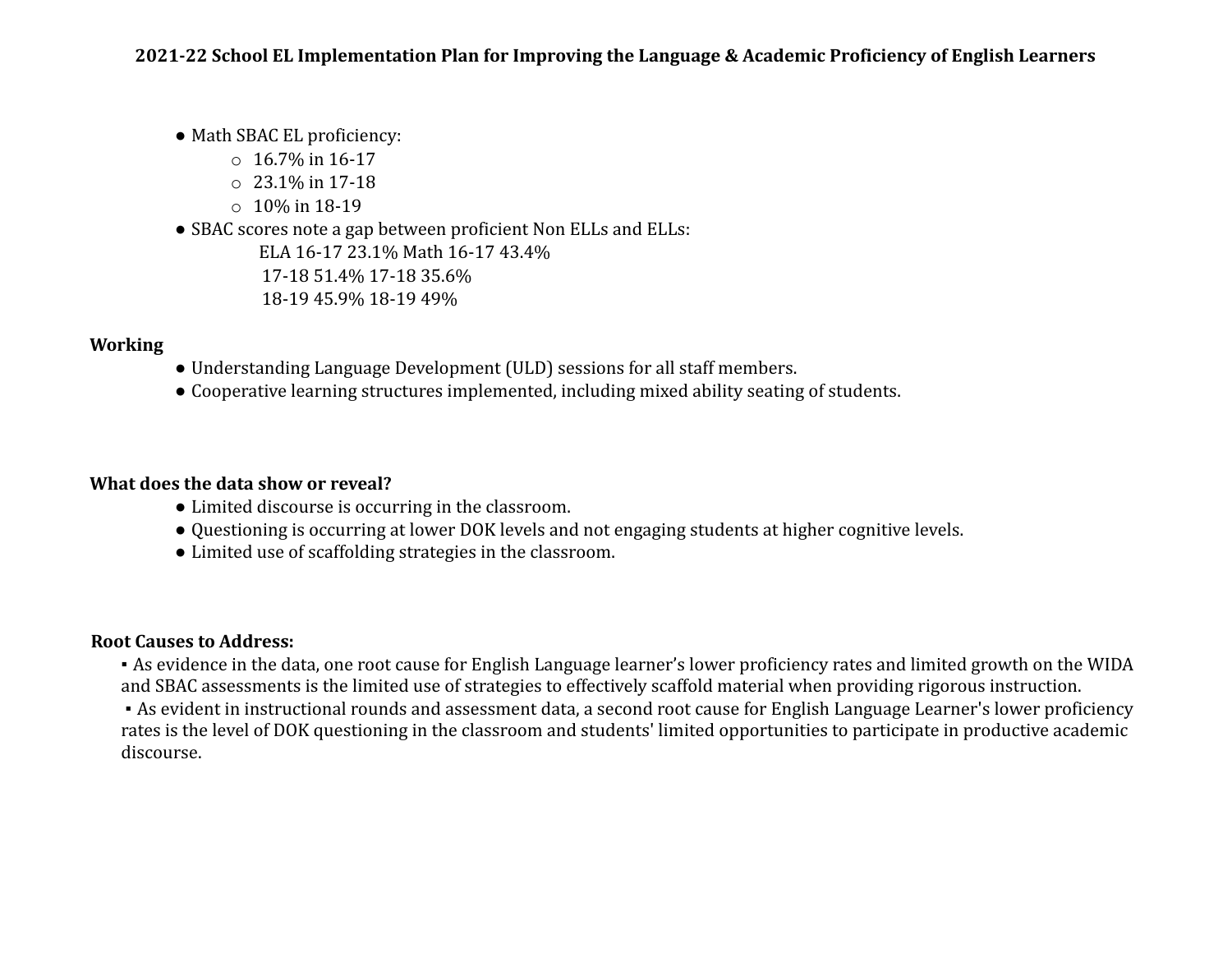**2021-22 School EL Implementation Plan for Improving the Language & Academic Proficiency of English Learners**

- Math SBAC EL proficiency:
  - 16.7% in 16-17
  - 23.1% in 17-18
  - 10% in 18-19
- SBAC scores note a gap between proficient Non ELLs and ELLs:
  ELA 16-17 23.1% Math 16-17 43.4%
  17-18 51.4% 17-18 35.6%
  18-19 45.9% 18-19 49%

**Working**

- Understanding Language Development (ULD) sessions for all staff members.
- Cooperative learning structures implemented, including mixed ability seating of students.

**What does the data show or reveal?**

- Limited discourse is occurring in the classroom.
- Questioning is occurring at lower DOK levels and not engaging students at higher cognitive levels.
- Limited use of scaffolding strategies in the classroom.

**Root Causes to Address:**

- As evidence in the data, one root cause for English Language learner's lower proficiency rates and limited growth on the WIDA and SBAC assessments is the limited use of strategies to effectively scaffold material when providing rigorous instruction.
- As evident in instructional rounds and assessment data, a second root cause for English Language Learner's lower proficiency rates is the level of DOK questioning in the classroom and students' limited opportunities to participate in productive academic discourse.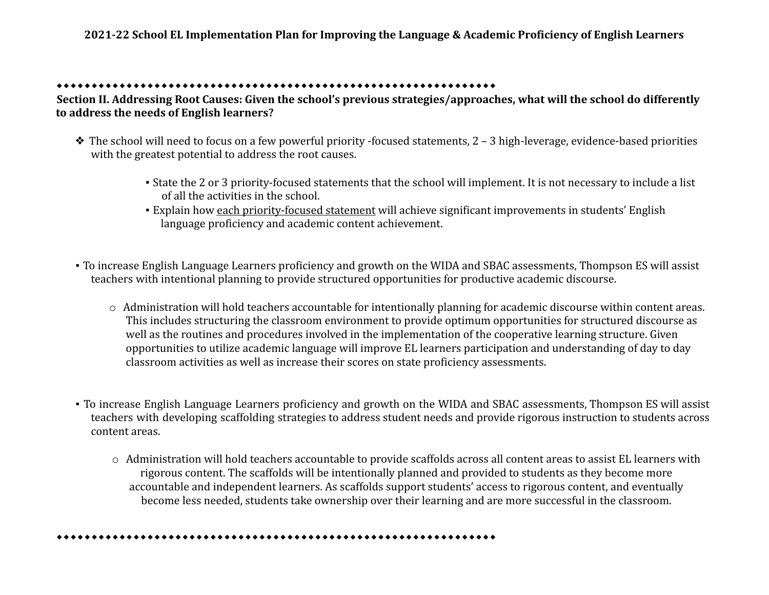**2021-22 School EL Implementation Plan for Improving the Language & Academic Proficiency of English Learners**

◆◆◆◆◆◆◆◆◆◆◆◆◆◆◆◆◆◆◆◆◆◆◆◆◆◆◆◆◆◆◆◆◆◆◆◆◆◆◆◆◆◆◆◆◆◆◆◆◆◆◆◆◆◆◆◆◆◆◆◆◆◆◆◆

**Section II. Addressing Root Causes: Given the school's previous strategies/approaches, what will the school do differently to address the needs of English learners?**

❖ The school will need to focus on a few powerful priority -focused statements, 2 – 3 high-leverage, evidence-based priorities with the greatest potential to address the root causes.

- State the 2 or 3 priority-focused statements that the school will implement. It is not necessary to include a list of all the activities in the school.
- Explain how <u>each priority-focused statement</u> will achieve significant improvements in students' English language proficiency and academic content achievement.

- To increase English Language Learners proficiency and growth on the WIDA and SBAC assessments, Thompson ES will assist teachers with intentional planning to provide structured opportunities for productive academic discourse.

  - Administration will hold teachers accountable for intentionally planning for academic discourse within content areas. This includes structuring the classroom environment to provide optimum opportunities for structured discourse as well as the routines and procedures involved in the implementation of the cooperative learning structure. Given opportunities to utilize academic language will improve EL learners participation and understanding of day to day classroom activities as well as increase their scores on state proficiency assessments.

- To increase English Language Learners proficiency and growth on the WIDA and SBAC assessments, Thompson ES will assist teachers with developing scaffolding strategies to address student needs and provide rigorous instruction to students across content areas.

  - Administration will hold teachers accountable to provide scaffolds across all content areas to assist EL learners with rigorous content. The scaffolds will be intentionally planned and provided to students as they become more accountable and independent learners. As scaffolds support students' access to rigorous content, and eventually become less needed, students take ownership over their learning and are more successful in the classroom.

◆◆◆◆◆◆◆◆◆◆◆◆◆◆◆◆◆◆◆◆◆◆◆◆◆◆◆◆◆◆◆◆◆◆◆◆◆◆◆◆◆◆◆◆◆◆◆◆◆◆◆◆◆◆◆◆◆◆◆◆◆◆◆◆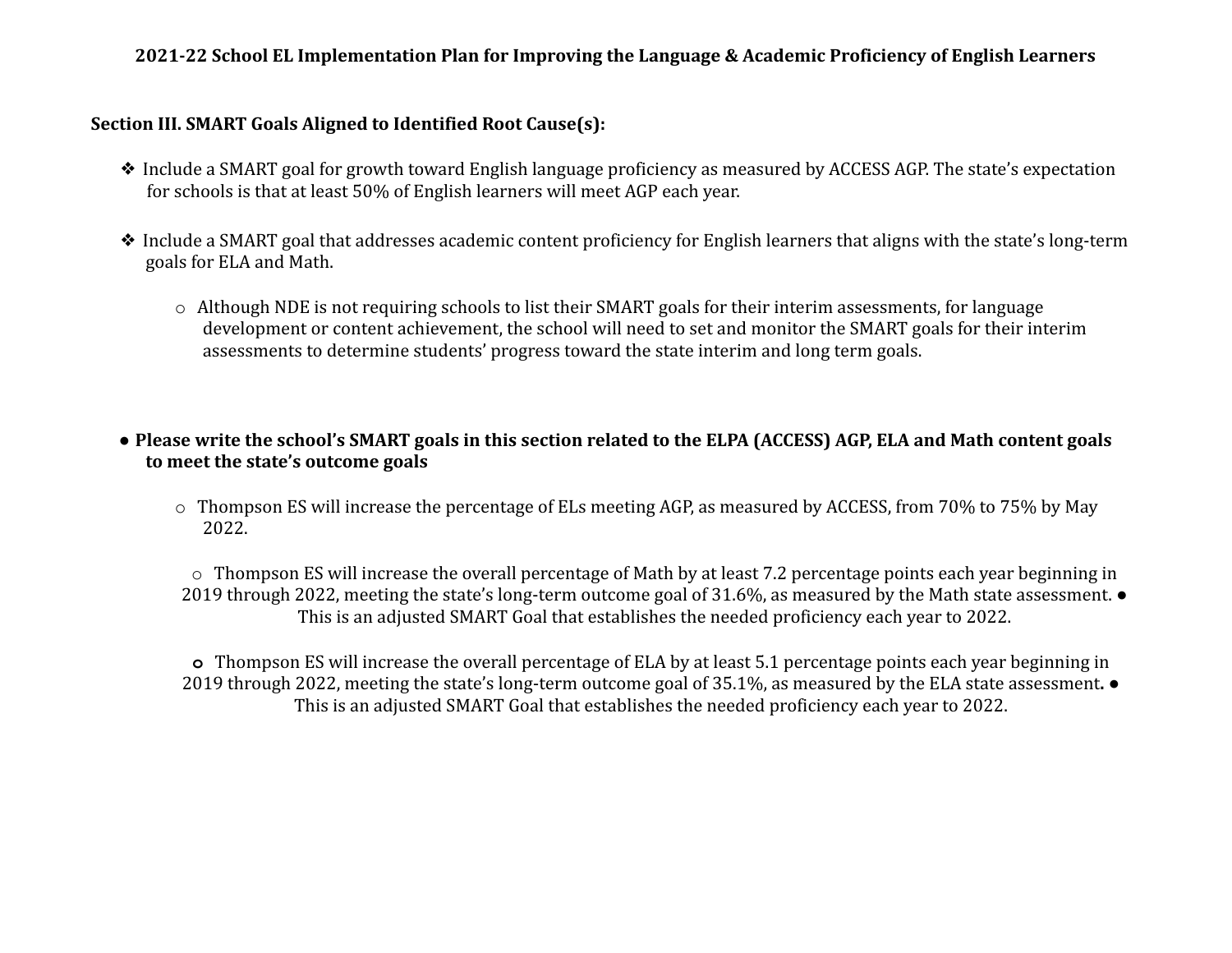**2021-22 School EL Implementation Plan for Improving the Language & Academic Proficiency of English Learners**

**Section III. SMART Goals Aligned to Identified Root Cause(s):**

- ❖ Include a SMART goal for growth toward English language proficiency as measured by ACCESS AGP. The state's expectation for schools is that at least 50% of English learners will meet AGP each year.

- ❖ Include a SMART goal that addresses academic content proficiency for English learners that aligns with the state's long-term goals for ELA and Math.

  - Although NDE is not requiring schools to list their SMART goals for their interim assessments, for language development or content achievement, the school will need to set and monitor the SMART goals for their interim assessments to determine students' progress toward the state interim and long term goals.

- **Please write the school's SMART goals in this section related to the ELPA (ACCESS) AGP, ELA and Math content goals to meet the state's outcome goals**

  - Thompson ES will increase the percentage of ELs meeting AGP, as measured by ACCESS, from 70% to 75% by May 2022.

  - Thompson ES will increase the overall percentage of Math by at least 7.2 percentage points each year beginning in 2019 through 2022, meeting the state's long-term outcome goal of 31.6%, as measured by the Math state assessment. ● This is an adjusted SMART Goal that establishes the needed proficiency each year to 2022.

  - Thompson ES will increase the overall percentage of ELA by at least 5.1 percentage points each year beginning in 2019 through 2022, meeting the state's long-term outcome goal of 35.1%, as measured by the ELA state assessment**.** ● This is an adjusted SMART Goal that establishes the needed proficiency each year to 2022.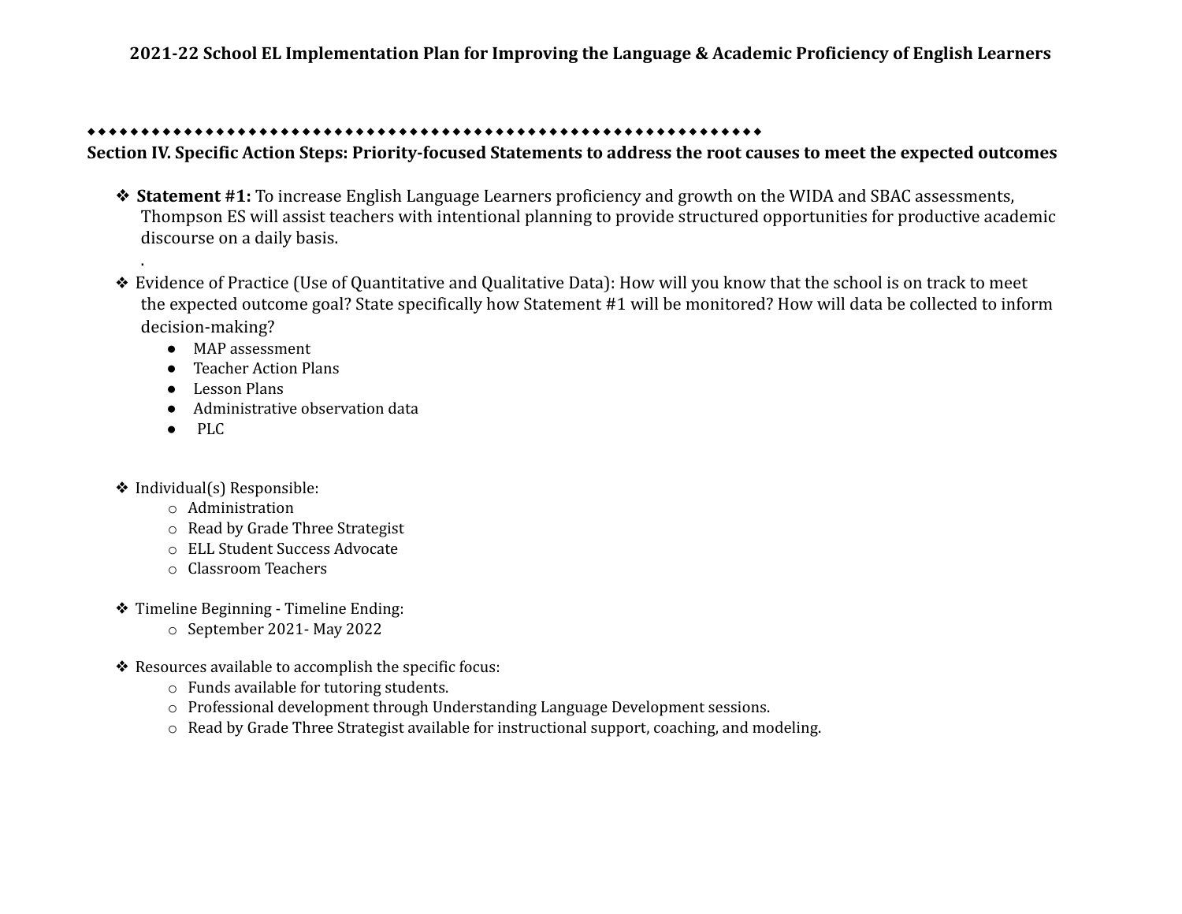**2021-22 School EL Implementation Plan for Improving the Language & Academic Proficiency of English Learners**

◆◆◆◆◆◆◆◆◆◆◆◆◆◆◆◆◆◆◆◆◆◆◆◆◆◆◆◆◆◆◆◆◆◆◆◆◆◆◆◆◆◆◆◆◆◆◆◆◆◆◆◆◆◆◆◆◆◆◆◆◆◆◆◆

**Section IV. Specific Action Steps: Priority-focused Statements to address the root causes to meet the expected outcomes**

❖ **Statement #1:** To increase English Language Learners proficiency and growth on the WIDA and SBAC assessments, Thompson ES will assist teachers with intentional planning to provide structured opportunities for productive academic discourse on a daily basis.
.

❖ Evidence of Practice (Use of Quantitative and Qualitative Data): How will you know that the school is on track to meet the expected outcome goal? State specifically how Statement #1 will be monitored? How will data be collected to inform decision-making?

- MAP assessment
- Teacher Action Plans
- Lesson Plans
- Administrative observation data
- PLC

❖ Individual(s) Responsible:

- Administration
- Read by Grade Three Strategist
- ELL Student Success Advocate
- Classroom Teachers

❖ Timeline Beginning - Timeline Ending:

- September 2021- May 2022

❖ Resources available to accomplish the specific focus:

- Funds available for tutoring students.
- Professional development through Understanding Language Development sessions.
- Read by Grade Three Strategist available for instructional support, coaching, and modeling.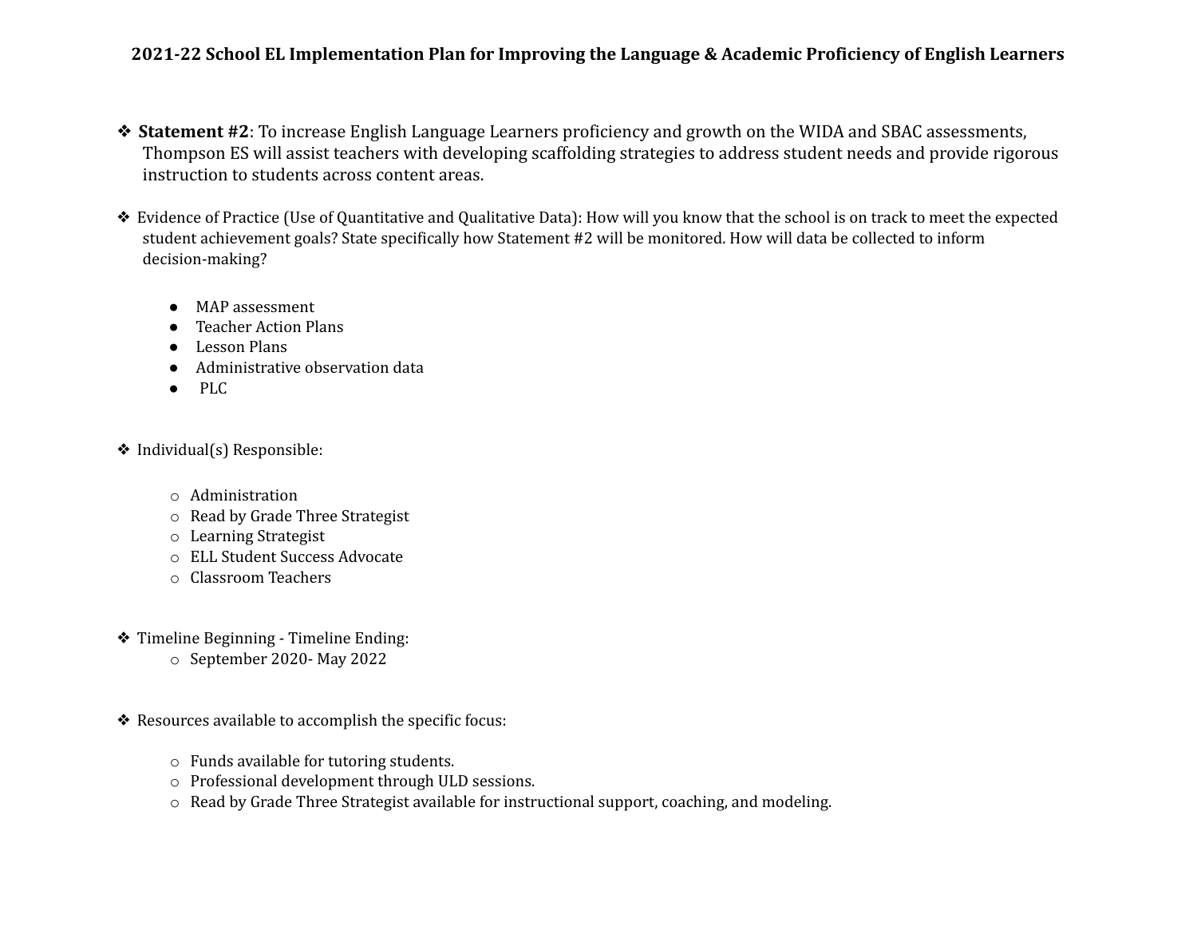# 2021-22 School EL Implementation Plan for Improving the Language & Academic Proficiency of English Learners

- **Statement #2**: To increase English Language Learners proficiency and growth on the WIDA and SBAC assessments, Thompson ES will assist teachers with developing scaffolding strategies to address student needs and provide rigorous instruction to students across content areas.

- Evidence of Practice (Use of Quantitative and Qualitative Data): How will you know that the school is on track to meet the expected student achievement goals? State specifically how Statement #2 will be monitored. How will data be collected to inform decision-making?

    - MAP assessment
    - Teacher Action Plans
    - Lesson Plans
    - Administrative observation data
    - PLC

- Individual(s) Responsible:

    - Administration
    - Read by Grade Three Strategist
    - Learning Strategist
    - ELL Student Success Advocate
    - Classroom Teachers

- Timeline Beginning - Timeline Ending:
    - September 2020- May 2022

- Resources available to accomplish the specific focus:

    - Funds available for tutoring students.
    - Professional development through ULD sessions.
    - Read by Grade Three Strategist available for instructional support, coaching, and modeling.